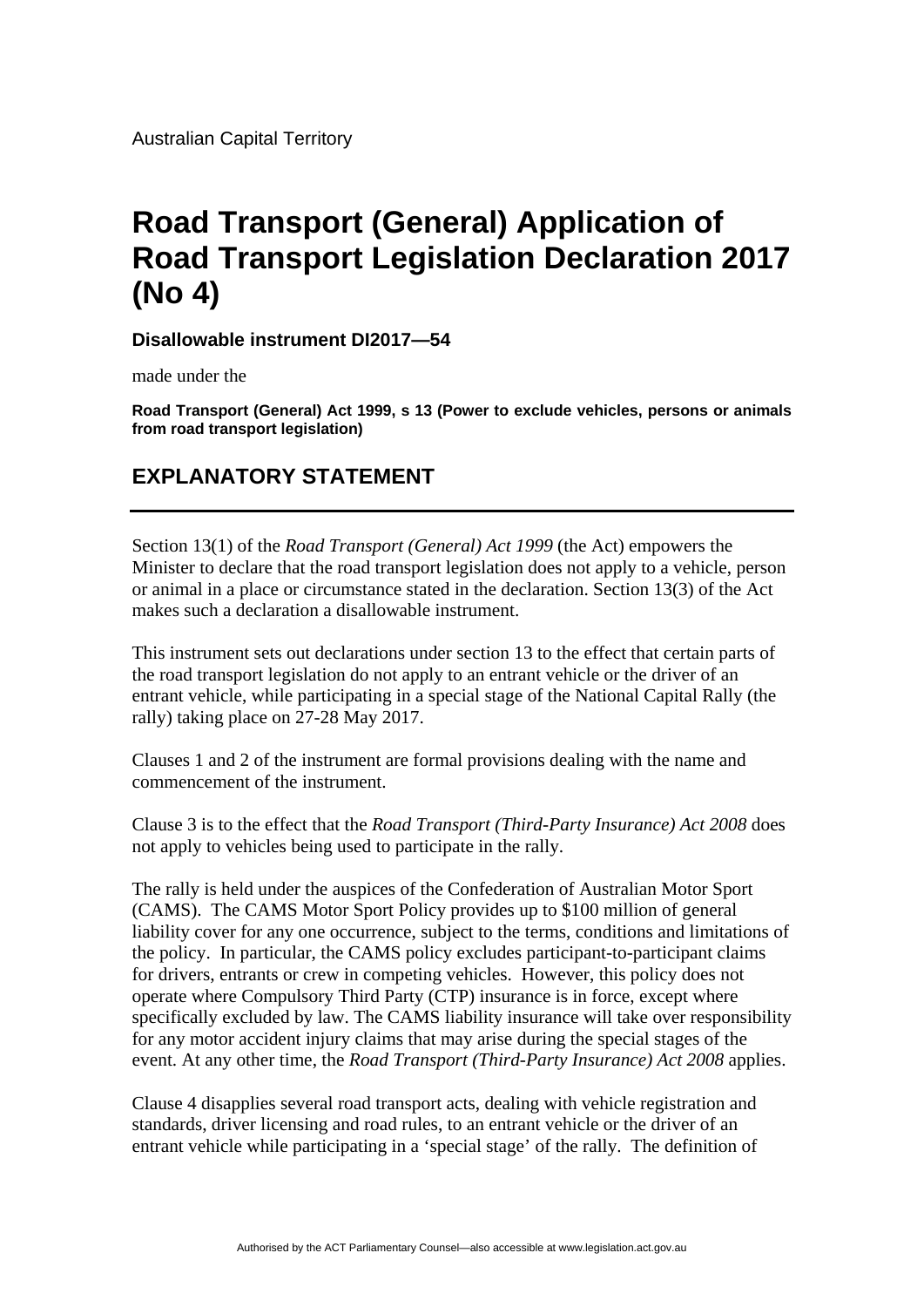Australian Capital Territory

# Road Transport (General) Application of Road Transport Legislation Declaration 2017 (No 4)

**Disallowable instrument DI2017—54**

made under the

**Road Transport (General) Act 1999, s 13 (Power to exclude vehicles, persons or animals from road transport legislation)**

## EXPLANATORY STATEMENT

---

Section 13(1) of the *Road Transport (General) Act 1999* (the Act) empowers the Minister to declare that the road transport legislation does not apply to a vehicle, person or animal in a place or circumstance stated in the declaration. Section 13(3) of the Act makes such a declaration a disallowable instrument.

This instrument sets out declarations under section 13 to the effect that certain parts of the road transport legislation do not apply to an entrant vehicle or the driver of an entrant vehicle, while participating in a special stage of the National Capital Rally (the rally) taking place on 27-28 May 2017.

Clauses 1 and 2 of the instrument are formal provisions dealing with the name and commencement of the instrument.

Clause 3 is to the effect that the *Road Transport (Third-Party Insurance) Act 2008* does not apply to vehicles being used to participate in the rally.

The rally is held under the auspices of the Confederation of Australian Motor Sport (CAMS). The CAMS Motor Sport Policy provides up to $100 million of general liability cover for any one occurrence, subject to the terms, conditions and limitations of the policy. In particular, the CAMS policy excludes participant-to-participant claims for drivers, entrants or crew in competing vehicles. However, this policy does not operate where Compulsory Third Party (CTP) insurance is in force, except where specifically excluded by law. The CAMS liability insurance will take over responsibility for any motor accident injury claims that may arise during the special stages of the event. At any other time, the *Road Transport (Third-Party Insurance) Act 2008* applies.

Clause 4 disapplies several road transport acts, dealing with vehicle registration and standards, driver licensing and road rules, to an entrant vehicle or the driver of an entrant vehicle while participating in a 'special stage' of the rally. The definition of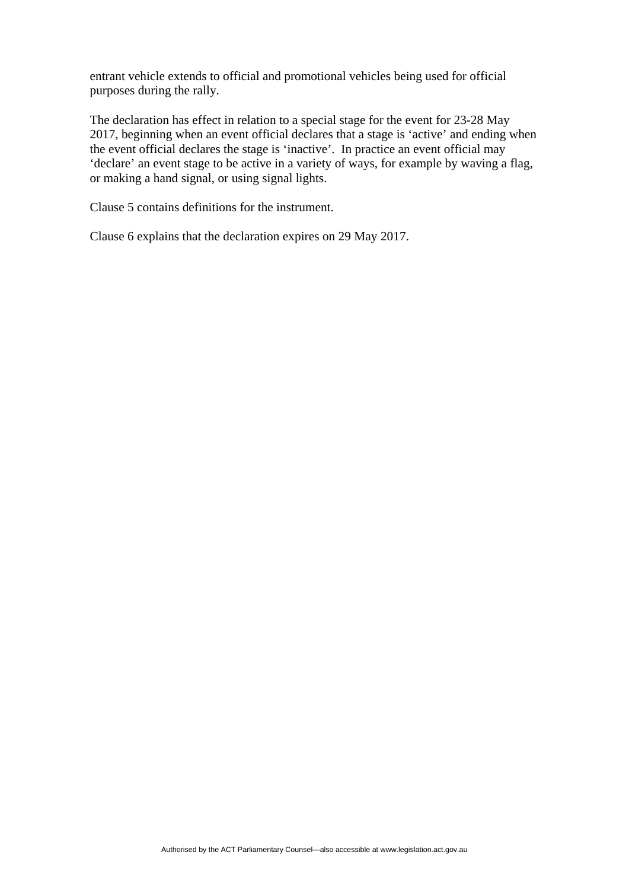entrant vehicle extends to official and promotional vehicles being used for official purposes during the rally.

The declaration has effect in relation to a special stage for the event for 23-28 May 2017, beginning when an event official declares that a stage is 'active' and ending when the event official declares the stage is 'inactive'. In practice an event official may 'declare' an event stage to be active in a variety of ways, for example by waving a flag, or making a hand signal, or using signal lights.

Clause 5 contains definitions for the instrument.

Clause 6 explains that the declaration expires on 29 May 2017.